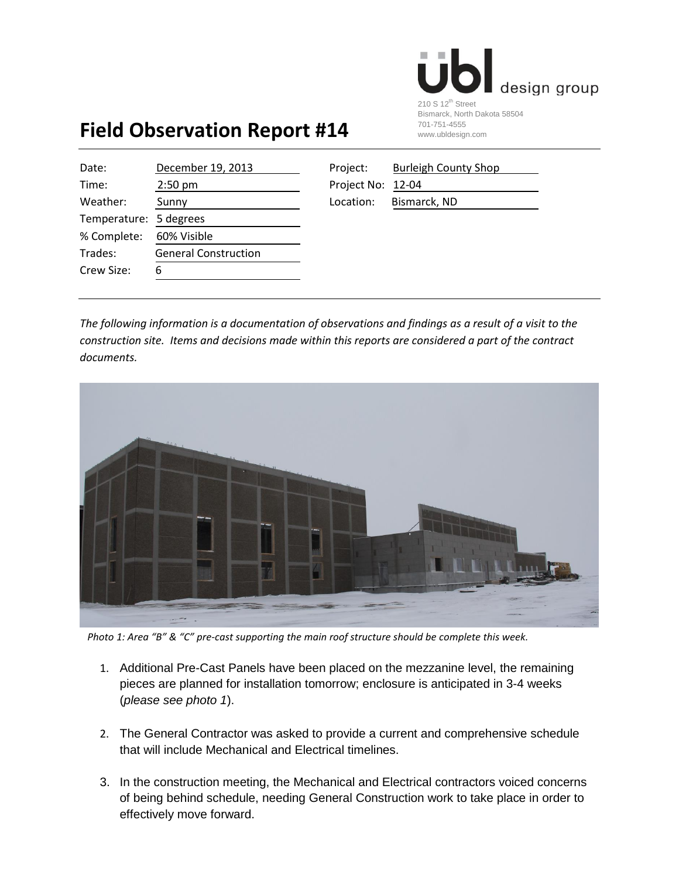ubl design group

210 S 12th Street
Bismarck, North Dakota 58504
701-751-4555
www.ubldesign.com

# Field Observation Report #14

| | | | |
|---|---|---|---|
| Date: | December 19, 2013 | Project: | Burleigh County Shop |
| Time: | 2:50 pm | Project No: | 12-04 |
| Weather: | Sunny | Location: | Bismarck, ND |
| Temperature: | 5 degrees | | |
| % Complete: | 60% Visible | | |
| Trades: | General Construction | | |
| Crew Size: | 6 | | |

*The following information is a documentation of observations and findings as a result of a visit to the construction site. Items and decisions made within this reports are considered a part of the contract documents.*

*Photo 1: Area "B" & "C" pre-cast supporting the main roof structure should be complete this week.*

1. Additional Pre-Cast Panels have been placed on the mezzanine level, the remaining pieces are planned for installation tomorrow; enclosure is anticipated in 3-4 weeks (*please see photo 1*).

2. The General Contractor was asked to provide a current and comprehensive schedule that will include Mechanical and Electrical timelines.

3. In the construction meeting, the Mechanical and Electrical contractors voiced concerns of being behind schedule, needing General Construction work to take place in order to effectively move forward.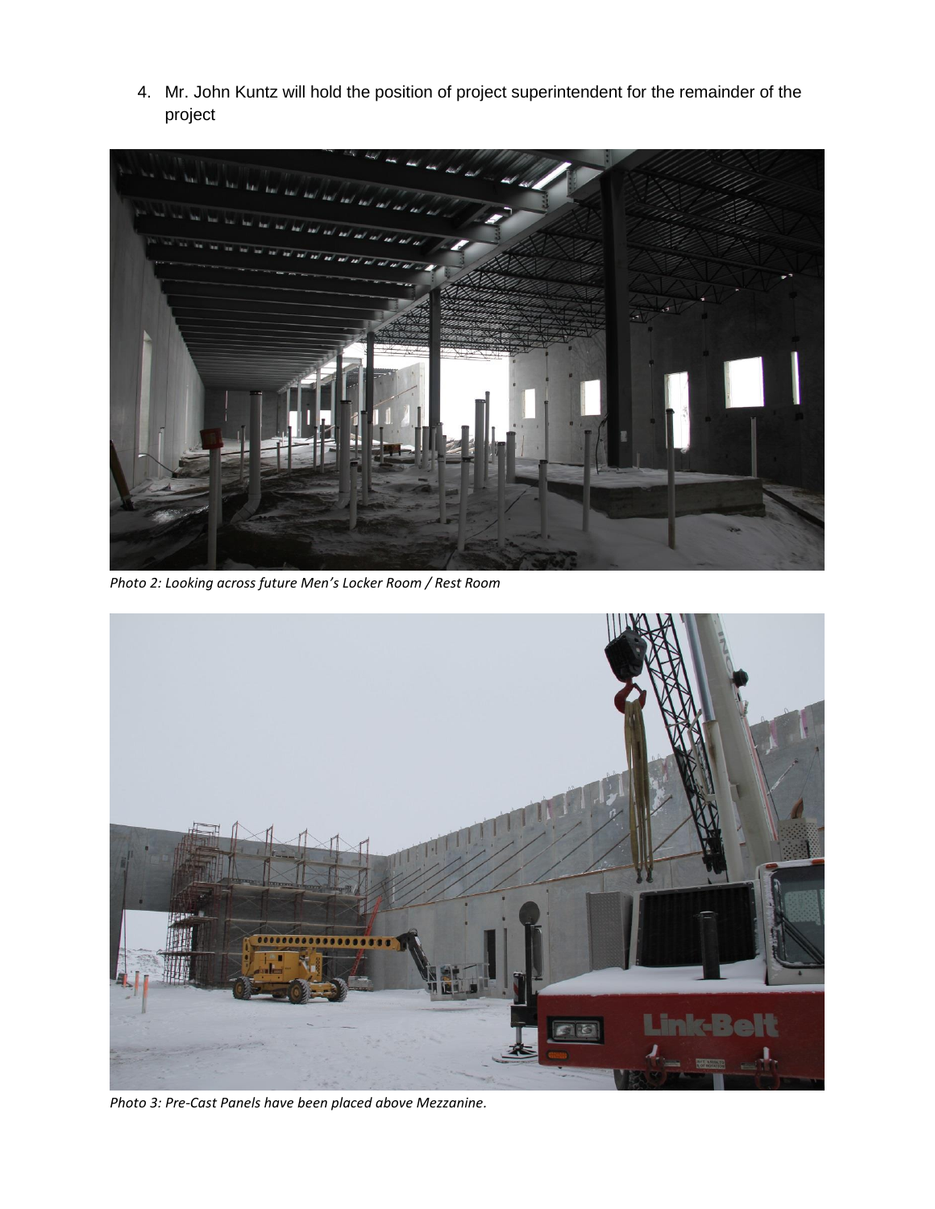4. Mr. John Kuntz will hold the position of project superintendent for the remainder of the project

*Photo 2: Looking across future Men's Locker Room / Rest Room*

*Photo 3: Pre-Cast Panels have been placed above Mezzanine.*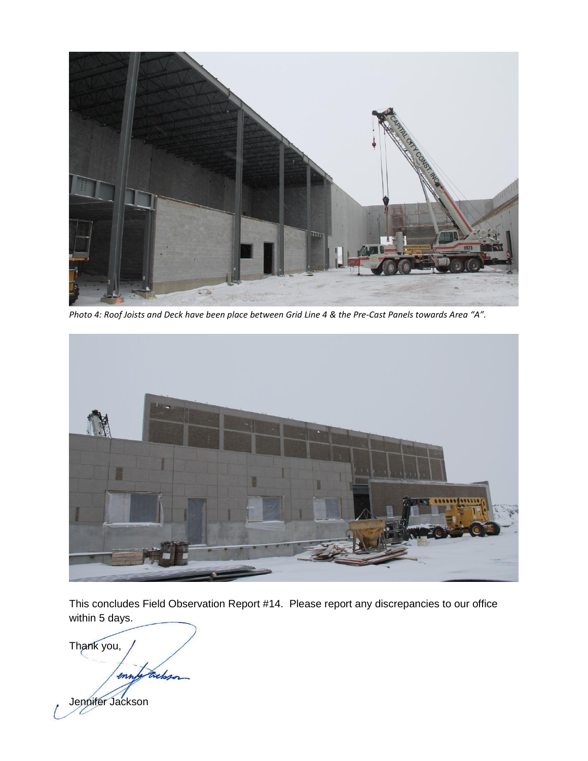*Photo 4: Roof Joists and Deck have been place between Grid Line 4 & the Pre-Cast Panels towards Area "A".*

This concludes Field Observation Report #14. Please report any discrepancies to our office within 5 days.

Thank you,

Jennifer Jackson